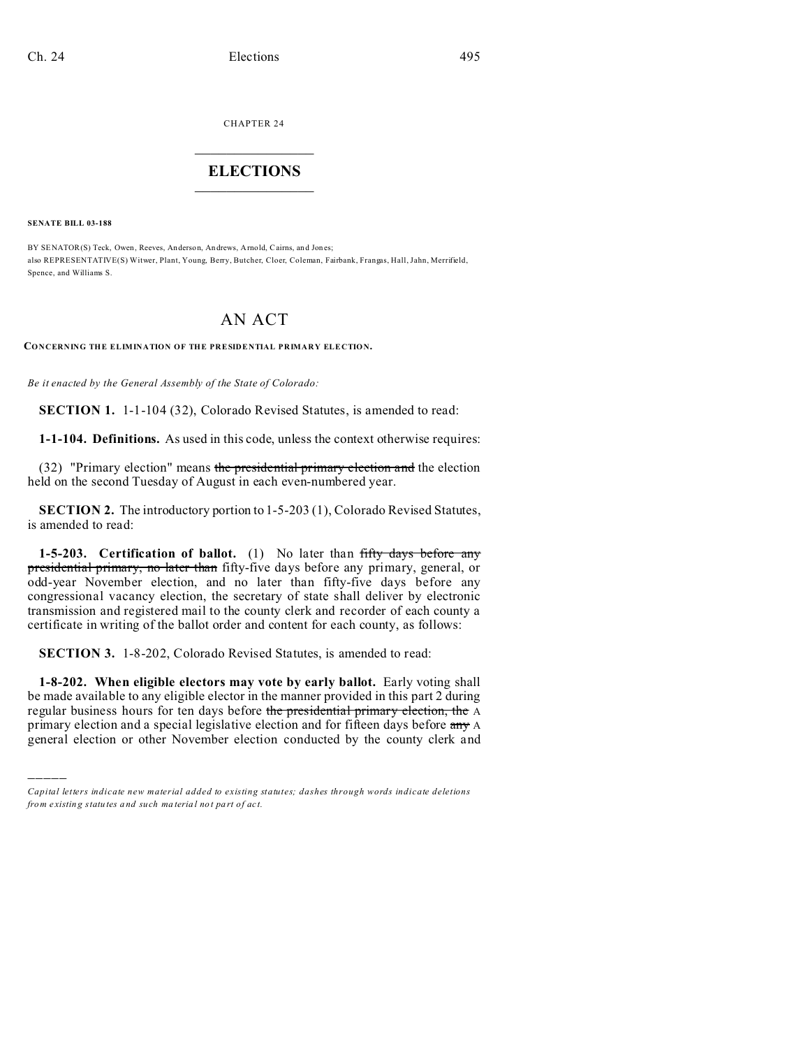CHAPTER 24

# ELECTIONS

**SENATE BILL 03-188**

BY SENATOR(S) Teck, Owen, Reeves, Anderson, Andrews, Arnold, Cairns, and Jones;
also REPRESENTATIVE(S) Witwer, Plant, Young, Berry, Butcher, Cloer, Coleman, Fairbank, Frangas, Hall, Jahn, Merrifield, Spence, and Williams S.

# AN ACT

**CONCERNING THE ELIMINATION OF THE PRESIDENTIAL PRIMARY ELECTION.**

*Be it enacted by the General Assembly of the State of Colorado:*

**SECTION 1.** 1-1-104 (32), Colorado Revised Statutes, is amended to read:

**1-1-104. Definitions.** As used in this code, unless the context otherwise requires:

(32) "Primary election" means ~~the presidential primary election and~~ the election held on the second Tuesday of August in each even-numbered year.

**SECTION 2.** The introductory portion to 1-5-203 (1), Colorado Revised Statutes, is amended to read:

**1-5-203. Certification of ballot.** (1) No later than ~~fifty days before any presidential primary, no later than~~ fifty-five days before any primary, general, or odd-year November election, and no later than fifty-five days before any congressional vacancy election, the secretary of state shall deliver by electronic transmission and registered mail to the county clerk and recorder of each county a certificate in writing of the ballot order and content for each county, as follows:

**SECTION 3.** 1-8-202, Colorado Revised Statutes, is amended to read:

**1-8-202. When eligible electors may vote by early ballot.** Early voting shall be made available to any eligible elector in the manner provided in this part 2 during regular business hours for ten days before ~~the presidential primary election, the~~ A primary election and a special legislative election and for fifteen days before ~~any~~ A general election or other November election conducted by the county clerk and

---

*Capital letters indicate new material added to existing statutes; dashes through words indicate deletions from existing statutes and such material not part of act.*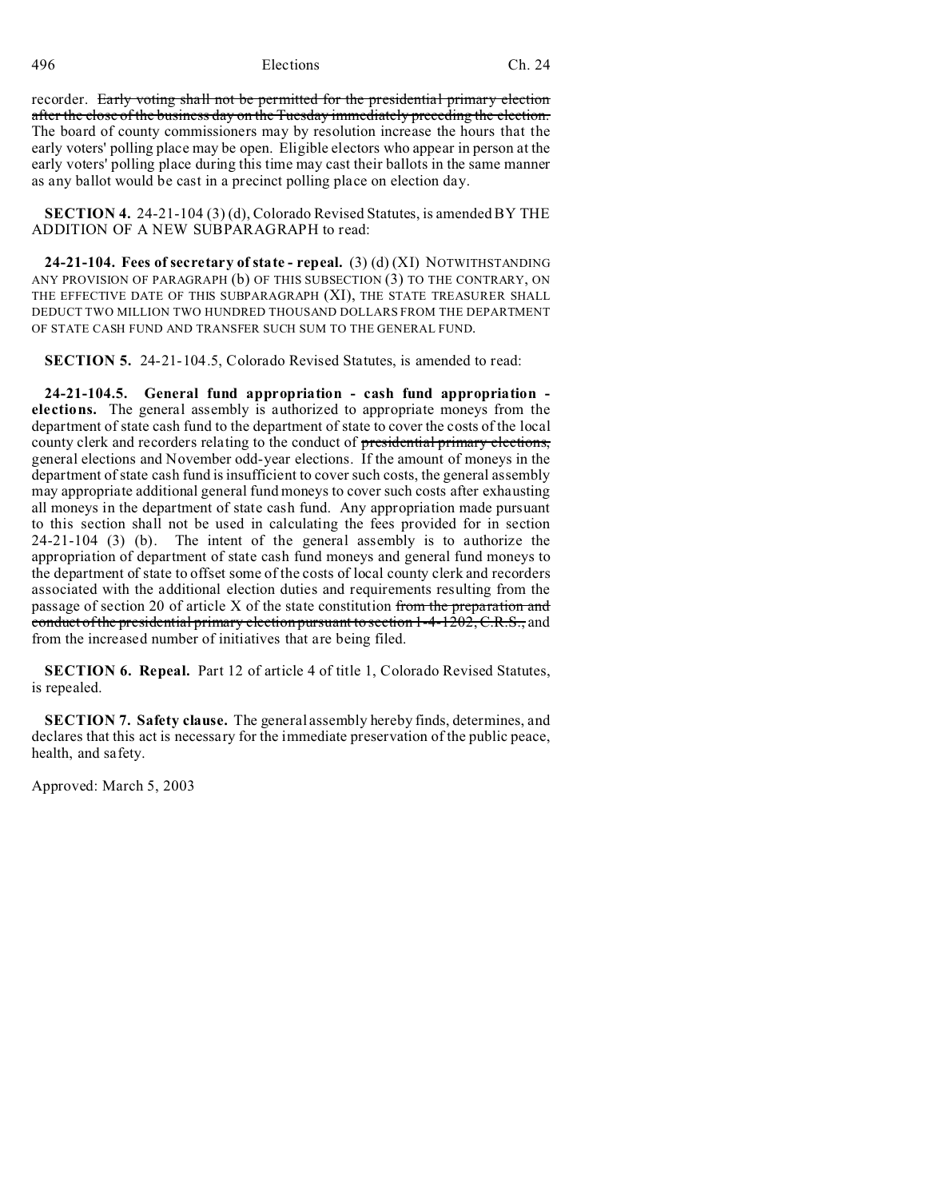recorder. ~~Early voting shall not be permitted for the presidential primary election after the close of the business day on the Tuesday immediately preceding the election.~~ The board of county commissioners may by resolution increase the hours that the early voters' polling place may be open. Eligible electors who appear in person at the early voters' polling place during this time may cast their ballots in the same manner as any ballot would be cast in a precinct polling place on election day.

**SECTION 4.** 24-21-104 (3) (d), Colorado Revised Statutes, is amended BY THE ADDITION OF A NEW SUBPARAGRAPH to read:

**24-21-104. Fees of secretary of state - repeal.** (3) (d) (XI) NOTWITHSTANDING ANY PROVISION OF PARAGRAPH (b) OF THIS SUBSECTION (3) TO THE CONTRARY, ON THE EFFECTIVE DATE OF THIS SUBPARAGRAPH (XI), THE STATE TREASURER SHALL DEDUCT TWO MILLION TWO HUNDRED THOUSAND DOLLARS FROM THE DEPARTMENT OF STATE CASH FUND AND TRANSFER SUCH SUM TO THE GENERAL FUND.

**SECTION 5.** 24-21-104.5, Colorado Revised Statutes, is amended to read:

**24-21-104.5. General fund appropriation - cash fund appropriation - elections.** The general assembly is authorized to appropriate moneys from the department of state cash fund to the department of state to cover the costs of the local county clerk and recorders relating to the conduct of ~~presidential primary elections,~~ general elections and November odd-year elections. If the amount of moneys in the department of state cash fund is insufficient to cover such costs, the general assembly may appropriate additional general fund moneys to cover such costs after exhausting all moneys in the department of state cash fund. Any appropriation made pursuant to this section shall not be used in calculating the fees provided for in section 24-21-104 (3) (b). The intent of the general assembly is to authorize the appropriation of department of state cash fund moneys and general fund moneys to the department of state to offset some of the costs of local county clerk and recorders associated with the additional election duties and requirements resulting from the passage of section 20 of article X of the state constitution ~~from the preparation and conduct of the presidential primary election pursuant to section 1-4-1202, C.R.S.,~~ and from the increased number of initiatives that are being filed.

**SECTION 6. Repeal.** Part 12 of article 4 of title 1, Colorado Revised Statutes, is repealed.

**SECTION 7. Safety clause.** The general assembly hereby finds, determines, and declares that this act is necessary for the immediate preservation of the public peace, health, and safety.

Approved: March 5, 2003